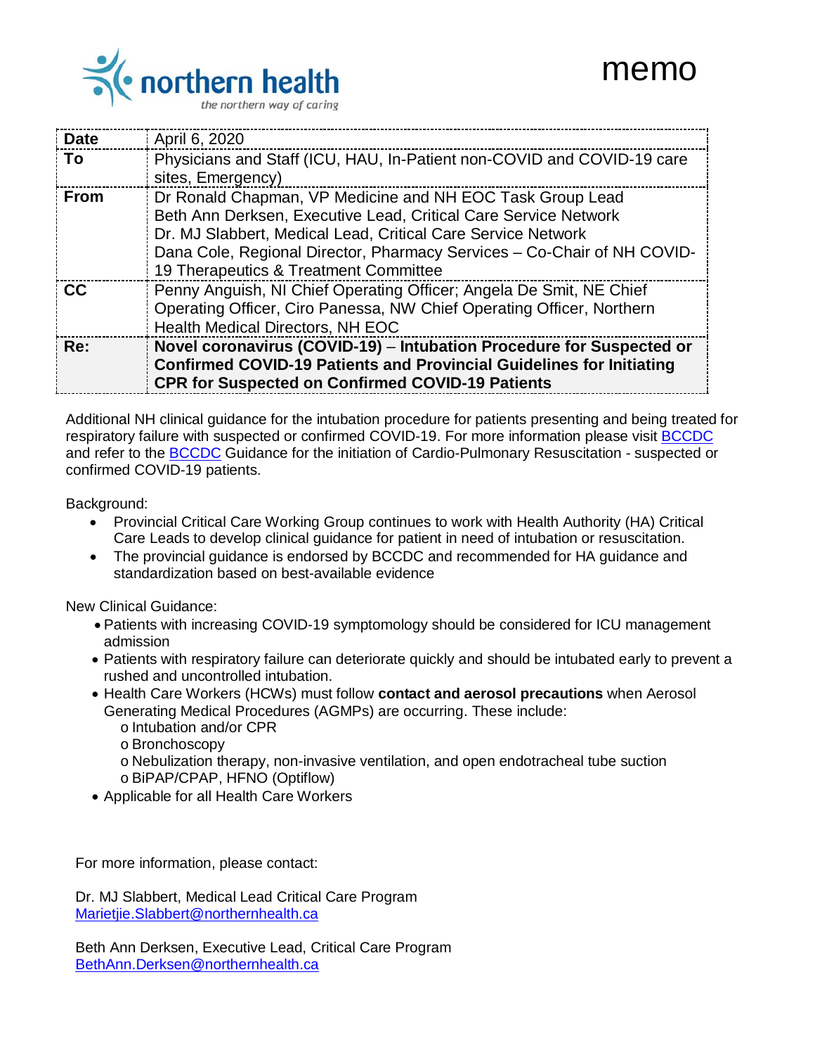northern health
*the northern way of caring*

# memo

| | |
|---|---|
| **Date** | April 6, 2020 |
| **To** | Physicians and Staff (ICU, HAU, In-Patient non-COVID and COVID-19 care sites, Emergency) |
| **From** | Dr Ronald Chapman, VP Medicine and NH EOC Task Group Lead<br>Beth Ann Derksen, Executive Lead, Critical Care Service Network<br>Dr. MJ Slabbert, Medical Lead, Critical Care Service Network<br>Dana Cole, Regional Director, Pharmacy Services – Co-Chair of NH COVID-19 Therapeutics & Treatment Committee |
| **CC** | Penny Anguish, NI Chief Operating Officer; Angela De Smit, NE Chief Operating Officer, Ciro Panessa, NW Chief Operating Officer, Northern Health Medical Directors, NH EOC |
| **Re:** | **Novel coronavirus (COVID-19)** – **Intubation Procedure for Suspected or Confirmed COVID-19 Patients and Provincial Guidelines for Initiating CPR for Suspected on Confirmed COVID-19 Patients** |

Additional NH clinical guidance for the intubation procedure for patients presenting and being treated for respiratory failure with suspected or confirmed COVID-19. For more information please visit BCCDC and refer to the BCCDC Guidance for the initiation of Cardio-Pulmonary Resuscitation - suspected or confirmed COVID-19 patients.

Background:

- Provincial Critical Care Working Group continues to work with Health Authority (HA) Critical Care Leads to develop clinical guidance for patient in need of intubation or resuscitation.
- The provincial guidance is endorsed by BCCDC and recommended for HA guidance and standardization based on best-available evidence

New Clinical Guidance:

- Patients with increasing COVID-19 symptomology should be considered for ICU management admission
- Patients with respiratory failure can deteriorate quickly and should be intubated early to prevent a rushed and uncontrolled intubation.
- Health Care Workers (HCWs) must follow **contact and aerosol precautions** when Aerosol Generating Medical Procedures (AGMPs) are occurring. These include:
  - Intubation and/or CPR
  - Bronchoscopy
  - Nebulization therapy, non-invasive ventilation, and open endotracheal tube suction
  - BiPAP/CPAP, HFNO (Optiflow)
- Applicable for all Health Care Workers

For more information, please contact:

Dr. MJ Slabbert, Medical Lead Critical Care Program
Marietjie.Slabbert@northernhealth.ca

Beth Ann Derksen, Executive Lead, Critical Care Program
BethAnn.Derksen@northernhealth.ca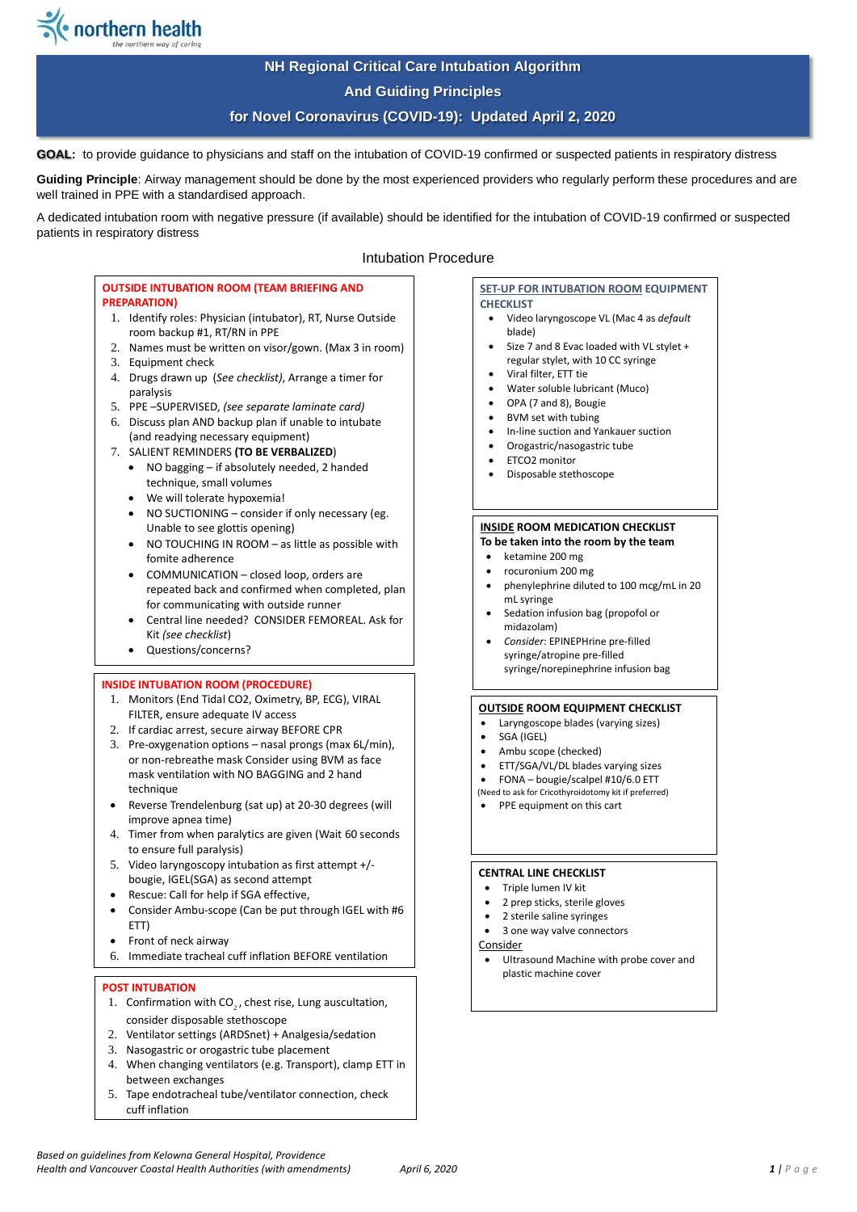# NH Regional Critical Care Intubation Algorithm And Guiding Principles for Novel Coronavirus (COVID-19): Updated April 2, 2020

**GOAL:** to provide guidance to physicians and staff on the intubation of COVID-19 confirmed or suspected patients in respiratory distress

**Guiding Principle**: Airway management should be done by the most experienced providers who regularly perform these procedures and are well trained in PPE with a standardised approach.

A dedicated intubation room with negative pressure (if available) should be identified for the intubation of COVID-19 confirmed or suspected patients in respiratory distress

## Intubation Procedure

### OUTSIDE INTUBATION ROOM (TEAM BRIEFING AND PREPARATION)

1. Identify roles: Physician (intubator), RT, Nurse Outside room backup #1, RT/RN in PPE
2. Names must be written on visor/gown. (Max 3 in room)
3. Equipment check
4. Drugs drawn up (*See checklist)*, Arrange a timer for paralysis
5. PPE –SUPERVISED, *(see separate laminate card)*
6. Discuss plan AND backup plan if unable to intubate (and readying necessary equipment)
7. SALIENT REMINDERS **(TO BE VERBALIZED**)
   - NO bagging – if absolutely needed, 2 handed technique, small volumes
   - We will tolerate hypoxemia!
   - NO SUCTIONING – consider if only necessary (eg. Unable to see glottis opening)
   - NO TOUCHING IN ROOM – as little as possible with fomite adherence
   - COMMUNICATION – closed loop, orders are repeated back and confirmed when completed, plan for communicating with outside runner
   - Central line needed? CONSIDER FEMOREAL. Ask for Kit *(see checklist*)
   - Questions/concerns?

### INSIDE INTUBATION ROOM (PROCEDURE)

1. Monitors (End Tidal CO2, Oximetry, BP, ECG), VIRAL FILTER, ensure adequate IV access
2. If cardiac arrest, secure airway BEFORE CPR
3. Pre-oxygenation options – nasal prongs (max 6L/min), or non-rebreathe mask Consider using BVM as face mask ventilation with NO BAGGING and 2 hand technique

- Reverse Trendelenburg (sat up) at 20-30 degrees (will improve apnea time)

4. Timer from when paralytics are given (Wait 60 seconds to ensure full paralysis)
5. Video laryngoscopy intubation as first attempt +/- bougie, IGEL(SGA) as second attempt

- Rescue: Call for help if SGA effective,
- Consider Ambu-scope (Can be put through IGEL with #6 ETT)
- Front of neck airway

6. Immediate tracheal cuff inflation BEFORE ventilation

### POST INTUBATION

1. Confirmation with $CO_2$, chest rise, Lung auscultation, consider disposable stethoscope
2. Ventilator settings (ARDSnet) + Analgesia/sedation
3. Nasogastric or orogastric tube placement
4. When changing ventilators (e.g. Transport), clamp ETT in between exchanges
5. Tape endotracheal tube/ventilator connection, check cuff inflation

### SET-UP FOR INTUBATION ROOM EQUIPMENT CHECKLIST

- Video laryngoscope VL (Mac 4 as *default* blade)
- Size 7 and 8 Evac loaded with VL stylet + regular stylet, with 10 CC syringe
- Viral filter, ETT tie
- Water soluble lubricant (Muco)
- OPA (7 and 8), Bougie
- BVM set with tubing
- In-line suction and Yankauer suction
- Orogastric/nasogastric tube
- ETCO2 monitor
- Disposable stethoscope

### INSIDE ROOM MEDICATION CHECKLIST

**To be taken into the room by the team**

- ketamine 200 mg
- rocuronium 200 mg
- phenylephrine diluted to 100 mcg/mL in 20 mL syringe
- Sedation infusion bag (propofol or midazolam)
- *Consider*: EPINEPHrine pre-filled syringe/atropine pre-filled syringe/norepinephrine infusion bag

### OUTSIDE ROOM EQUIPMENT CHECKLIST

- Laryngoscope blades (varying sizes)
- SGA (IGEL)
- Ambu scope (checked)
- ETT/SGA/VL/DL blades varying sizes
- FONA – bougie/scalpel #10/6.0 ETT

(Need to ask for Cricothyroidotomy kit if preferred)

- PPE equipment on this cart

### CENTRAL LINE CHECKLIST

- Triple lumen IV kit
- 2 prep sticks, sterile gloves
- 2 sterile saline syringes
- 3 one way valve connectors

Consider

- Ultrasound Machine with probe cover and plastic machine cover

*Based on guidelines from Kelowna General Hospital, Providence Health and Vancouver Coastal Health Authorities (with amendments)* *April 6, 2020*